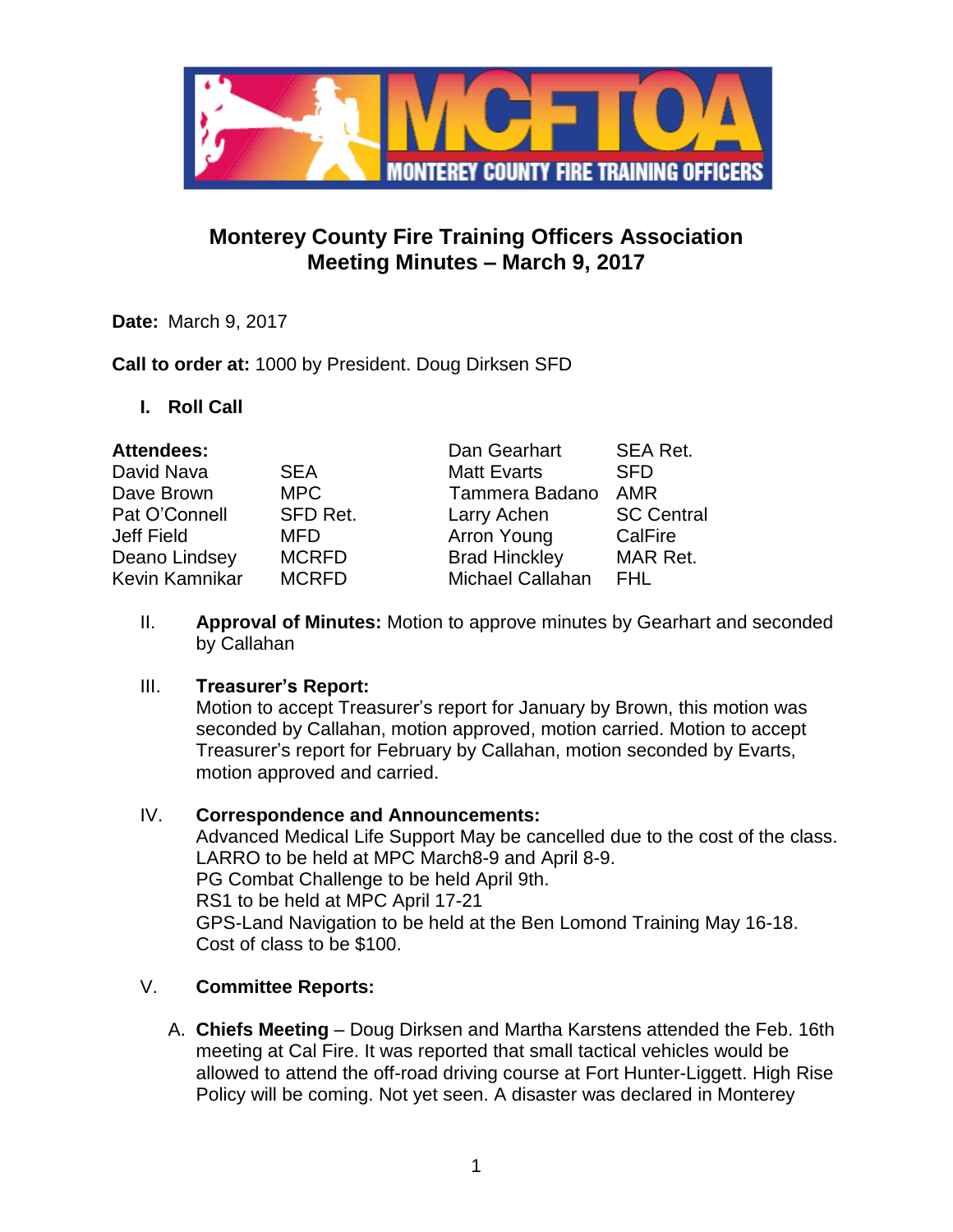# Monterey County Fire Training Officers Association
## Meeting Minutes – March 9, 2017

**Date:** March 9, 2017

**Call to order at:** 1000 by President. Doug Dirksen SFD

### I. Roll Call

**Attendees:**

| Name | Agency | Name | Agency |
|---|---|---|---|
| | | Dan Gearhart | SEA Ret. |
| David Nava | SEA | Matt Evarts | SFD |
| Dave Brown | MPC | Tammera Badano | AMR |
| Pat O'Connell | SFD Ret. | Larry Achen | SC Central |
| Jeff Field | MFD | Arron Young | CalFire |
| Deano Lindsey | MCRFD | Brad Hinckley | MAR Ret. |
| Kevin Kamnikar | MCRFD | Michael Callahan | FHL |

II. **Approval of Minutes:** Motion to approve minutes by Gearhart and seconded by Callahan

III. **Treasurer's Report:**
Motion to accept Treasurer's report for January by Brown, this motion was seconded by Callahan, motion approved, motion carried. Motion to accept Treasurer's report for February by Callahan, motion seconded by Evarts, motion approved and carried.

IV. **Correspondence and Announcements:**
Advanced Medical Life Support May be cancelled due to the cost of the class.
LARRO to be held at MPC March8-9 and April 8-9.
PG Combat Challenge to be held April 9th.
RS1 to be held at MPC April 17-21
GPS-Land Navigation to be held at the Ben Lomond Training May 16-18.
Cost of class to be $100.

V. **Committee Reports:**

A. **Chiefs Meeting** – Doug Dirksen and Martha Karstens attended the Feb. 16th meeting at Cal Fire. It was reported that small tactical vehicles would be allowed to attend the off-road driving course at Fort Hunter-Liggett. High Rise Policy will be coming. Not yet seen. A disaster was declared in Monterey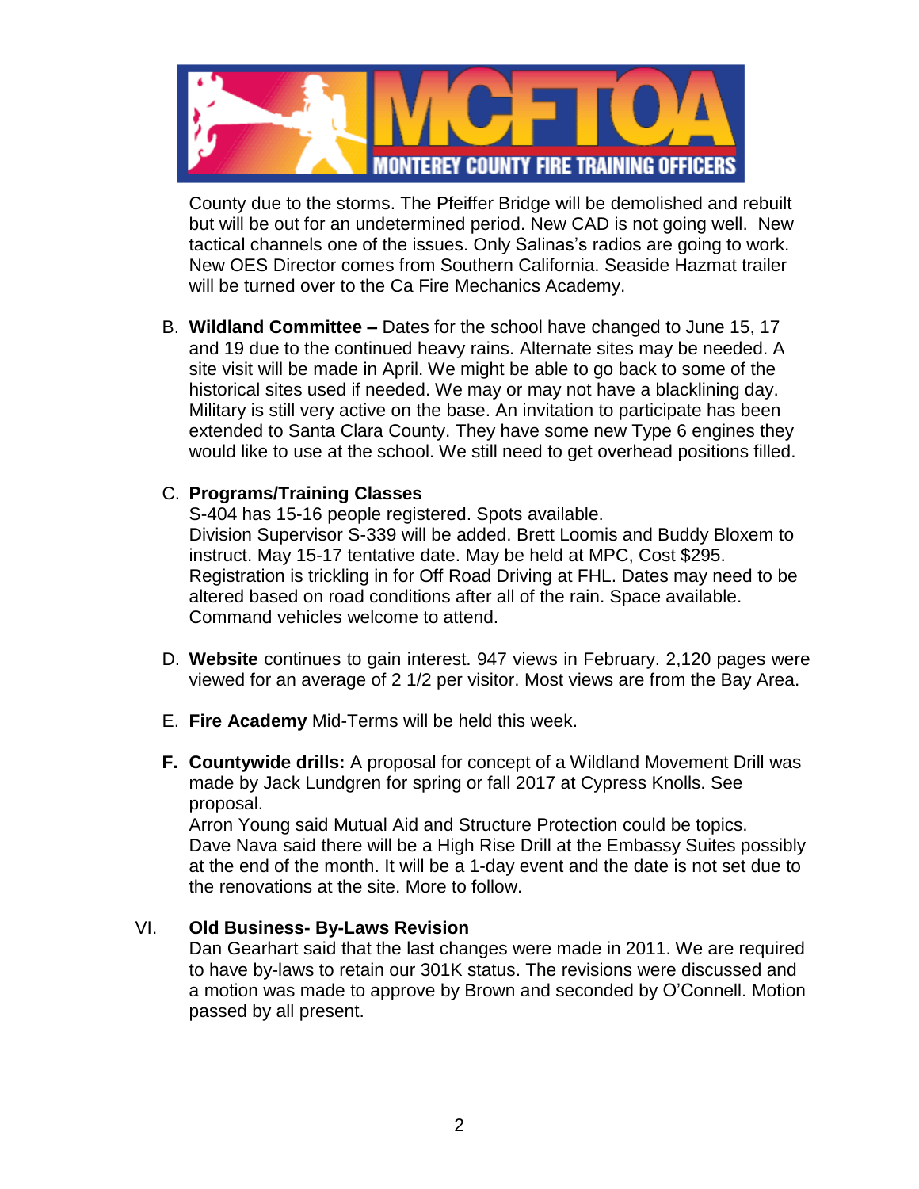County due to the storms. The Pfeiffer Bridge will be demolished and rebuilt but will be out for an undetermined period. New CAD is not going well. New tactical channels one of the issues. Only Salinas's radios are going to work. New OES Director comes from Southern California. Seaside Hazmat trailer will be turned over to the Ca Fire Mechanics Academy.

B. **Wildland Committee –** Dates for the school have changed to June 15, 17 and 19 due to the continued heavy rains. Alternate sites may be needed. A site visit will be made in April. We might be able to go back to some of the historical sites used if needed. We may or may not have a blacklining day. Military is still very active on the base. An invitation to participate has been extended to Santa Clara County. They have some new Type 6 engines they would like to use at the school. We still need to get overhead positions filled.

C. **Programs/Training Classes**
S-404 has 15-16 people registered. Spots available.
Division Supervisor S-339 will be added. Brett Loomis and Buddy Bloxem to instruct. May 15-17 tentative date. May be held at MPC, Cost $295.
Registration is trickling in for Off Road Driving at FHL. Dates may need to be altered based on road conditions after all of the rain. Space available. Command vehicles welcome to attend.

D. **Website** continues to gain interest. 947 views in February. 2,120 pages were viewed for an average of 2 1/2 per visitor. Most views are from the Bay Area.

E. **Fire Academy** Mid-Terms will be held this week.

**F. Countywide drills:** A proposal for concept of a Wildland Movement Drill was made by Jack Lundgren for spring or fall 2017 at Cypress Knolls. See proposal.
Arron Young said Mutual Aid and Structure Protection could be topics.
Dave Nava said there will be a High Rise Drill at the Embassy Suites possibly at the end of the month. It will be a 1-day event and the date is not set due to the renovations at the site. More to follow.

VI. **Old Business- By-Laws Revision**
Dan Gearhart said that the last changes were made in 2011. We are required to have by-laws to retain our 301K status. The revisions were discussed and a motion was made to approve by Brown and seconded by O'Connell. Motion passed by all present.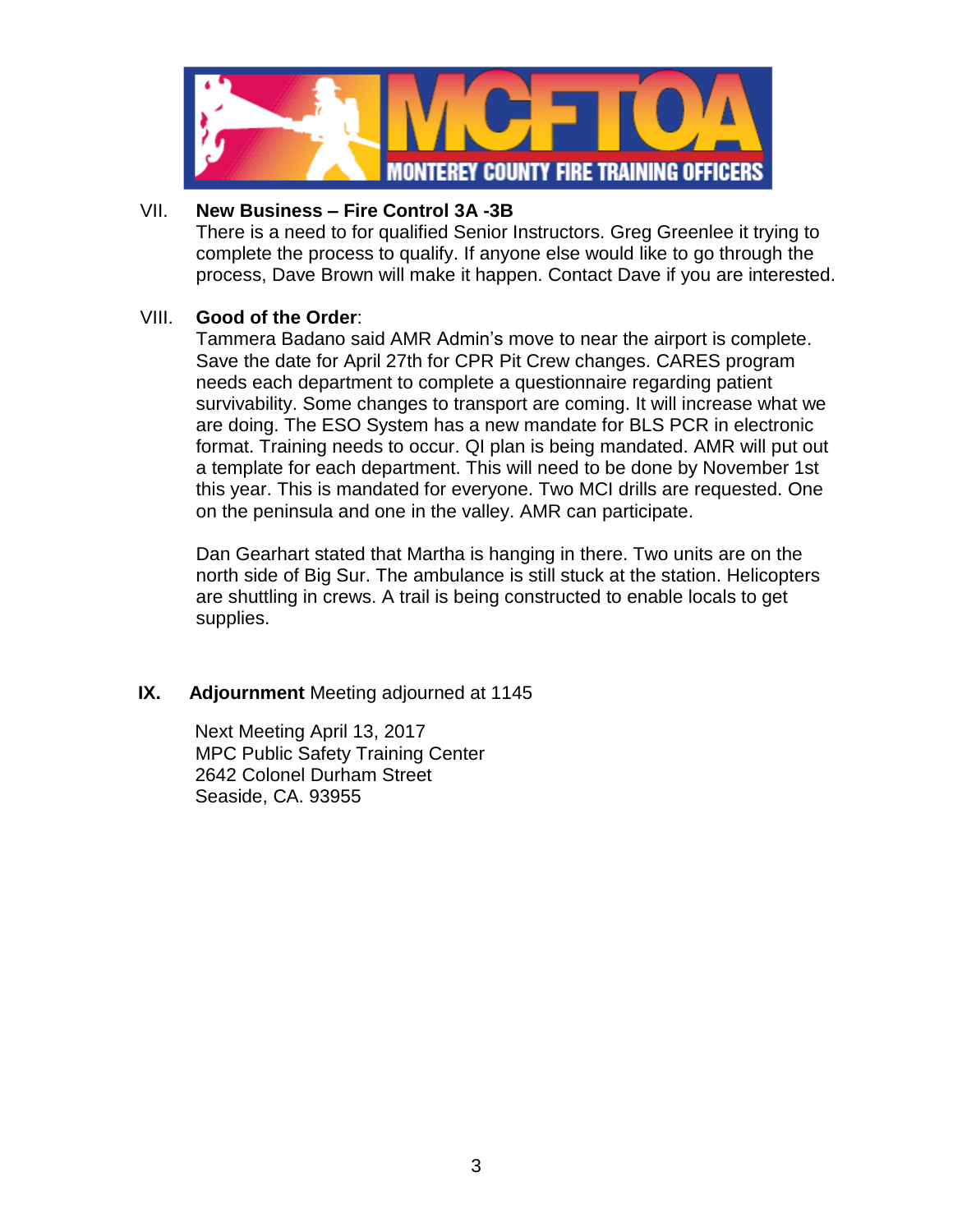VII. **New Business – Fire Control 3A -3B**

There is a need to for qualified Senior Instructors. Greg Greenlee it trying to complete the process to qualify. If anyone else would like to go through the process, Dave Brown will make it happen. Contact Dave if you are interested.

VIII. **Good of the Order**:

Tammera Badano said AMR Admin's move to near the airport is complete. Save the date for April 27th for CPR Pit Crew changes. CARES program needs each department to complete a questionnaire regarding patient survivability. Some changes to transport are coming. It will increase what we are doing. The ESO System has a new mandate for BLS PCR in electronic format. Training needs to occur. QI plan is being mandated. AMR will put out a template for each department. This will need to be done by November 1st this year. This is mandated for everyone. Two MCI drills are requested. One on the peninsula and one in the valley. AMR can participate.

Dan Gearhart stated that Martha is hanging in there. Two units are on the north side of Big Sur. The ambulance is still stuck at the station. Helicopters are shuttling in crews. A trail is being constructed to enable locals to get supplies.

**IX. Adjournment** Meeting adjourned at 1145

Next Meeting April 13, 2017
MPC Public Safety Training Center
2642 Colonel Durham Street
Seaside, CA. 93955